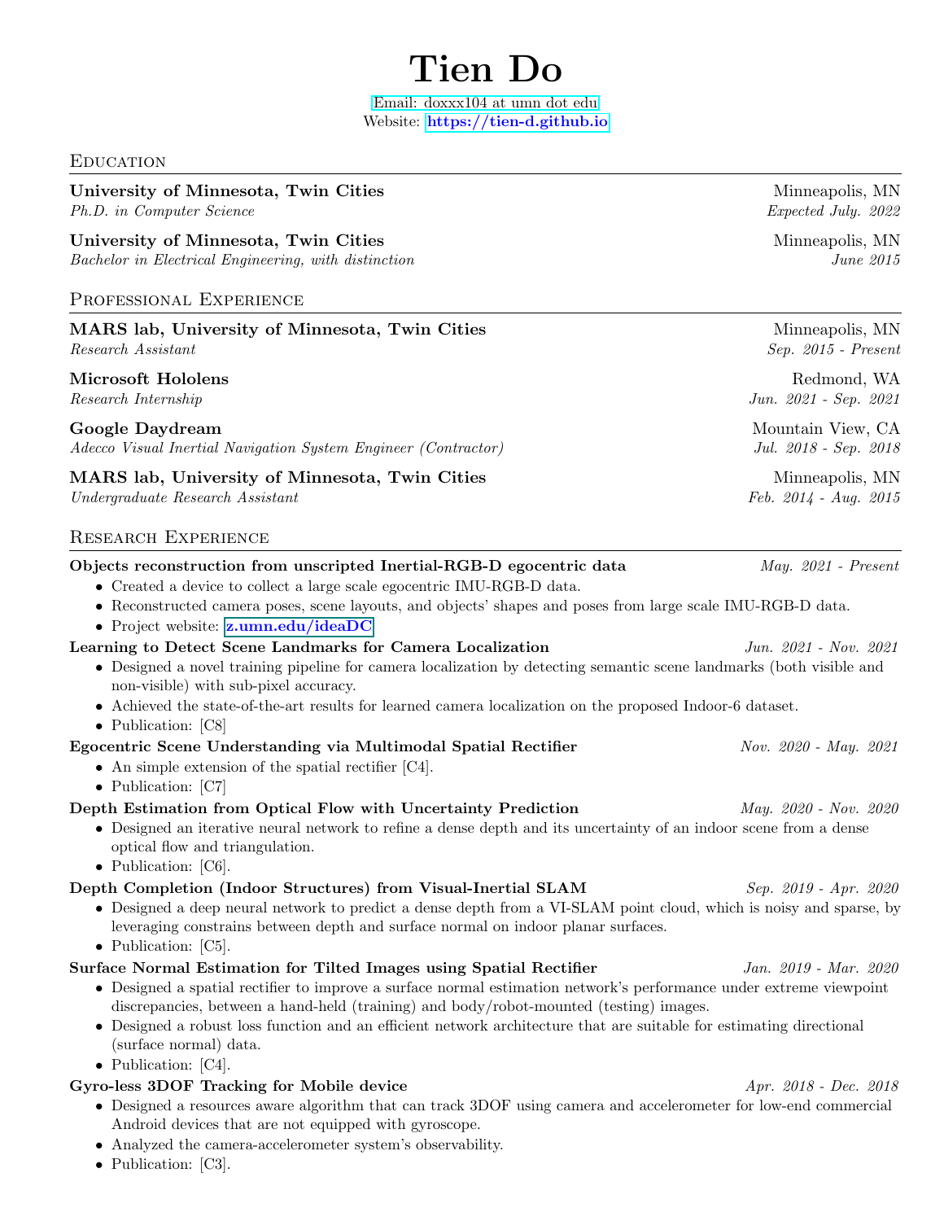# Tien Do

Email: doxxx104 at umn dot edu
Website: https://tien-d.github.io

## Education

**University of Minnesota, Twin Cities** — Minneapolis, MN
*Ph.D. in Computer Science* — *Expected July. 2022*

**University of Minnesota, Twin Cities** — Minneapolis, MN
*Bachelor in Electrical Engineering, with distinction* — *June 2015*

## Professional Experience

**MARS lab, University of Minnesota, Twin Cities** — Minneapolis, MN
*Research Assistant* — *Sep. 2015 - Present*

**Microsoft Hololens** — Redmond, WA
*Research Internship* — *Jun. 2021 - Sep. 2021*

**Google Daydream** — Mountain View, CA
*Adecco Visual Inertial Navigation System Engineer (Contractor)* — *Jul. 2018 - Sep. 2018*

**MARS lab, University of Minnesota, Twin Cities** — Minneapolis, MN
*Undergraduate Research Assistant* — *Feb. 2014 - Aug. 2015*

## Research Experience

**Objects reconstruction from unscripted Inertial-RGB-D egocentric data** — *May. 2021 - Present*

- Created a device to collect a large scale egocentric IMU-RGB-D data.
- Reconstructed camera poses, scene layouts, and objects' shapes and poses from large scale IMU-RGB-D data.
- Project website: z.umn.edu/ideaDC

**Learning to Detect Scene Landmarks for Camera Localization** — *Jun. 2021 - Nov. 2021*

- Designed a novel training pipeline for camera localization by detecting semantic scene landmarks (both visible and non-visible) with sub-pixel accuracy.
- Achieved the state-of-the-art results for learned camera localization on the proposed Indoor-6 dataset.
- Publication: [C8]

**Egocentric Scene Understanding via Multimodal Spatial Rectifier** — *Nov. 2020 - May. 2021*

- An simple extension of the spatial rectifier [C4].
- Publication: [C7]

**Depth Estimation from Optical Flow with Uncertainty Prediction** — *May. 2020 - Nov. 2020*

- Designed an iterative neural network to refine a dense depth and its uncertainty of an indoor scene from a dense optical flow and triangulation.
- Publication: [C6].

**Depth Completion (Indoor Structures) from Visual-Inertial SLAM** — *Sep. 2019 - Apr. 2020*

- Designed a deep neural network to predict a dense depth from a VI-SLAM point cloud, which is noisy and sparse, by leveraging constrains between depth and surface normal on indoor planar surfaces.
- Publication: [C5].

**Surface Normal Estimation for Tilted Images using Spatial Rectifier** — *Jan. 2019 - Mar. 2020*

- Designed a spatial rectifier to improve a surface normal estimation network's performance under extreme viewpoint discrepancies, between a hand-held (training) and body/robot-mounted (testing) images.
- Designed a robust loss function and an efficient network architecture that are suitable for estimating directional (surface normal) data.
- Publication: [C4].

**Gyro-less 3DOF Tracking for Mobile device** — *Apr. 2018 - Dec. 2018*

- Designed a resources aware algorithm that can track 3DOF using camera and accelerometer for low-end commercial Android devices that are not equipped with gyroscope.
- Analyzed the camera-accelerometer system's observability.
- Publication: [C3].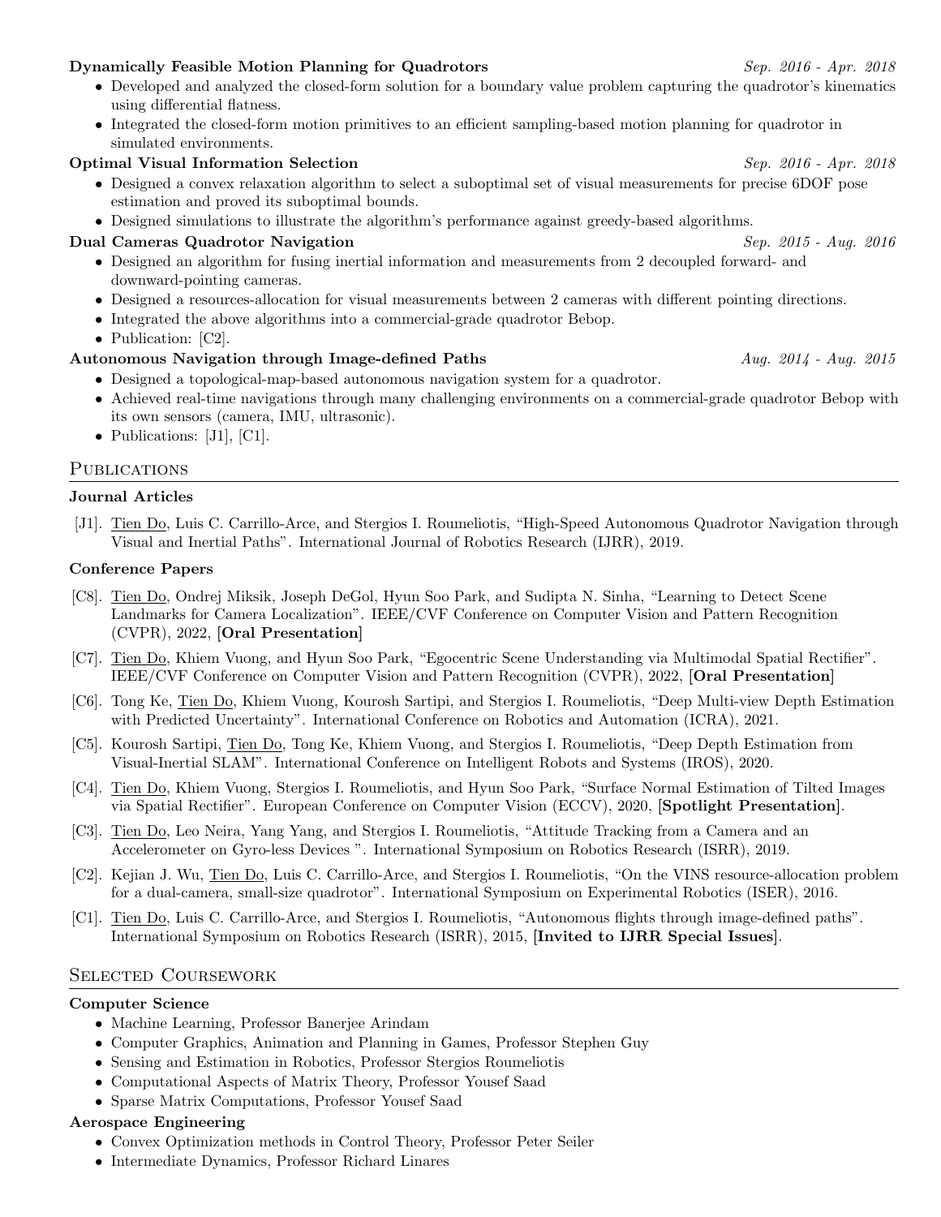**Dynamically Feasible Motion Planning for Quadrotors** *Sep. 2016 - Apr. 2018*

- Developed and analyzed the closed-form solution for a boundary value problem capturing the quadrotor's kinematics using differential flatness.
- Integrated the closed-form motion primitives to an efficient sampling-based motion planning for quadrotor in simulated environments.

**Optimal Visual Information Selection** *Sep. 2016 - Apr. 2018*

- Designed a convex relaxation algorithm to select a suboptimal set of visual measurements for precise 6DOF pose estimation and proved its suboptimal bounds.
- Designed simulations to illustrate the algorithm's performance against greedy-based algorithms.

**Dual Cameras Quadrotor Navigation** *Sep. 2015 - Aug. 2016*

- Designed an algorithm for fusing inertial information and measurements from 2 decoupled forward- and downward-pointing cameras.
- Designed a resources-allocation for visual measurements between 2 cameras with different pointing directions.
- Integrated the above algorithms into a commercial-grade quadrotor Bebop.
- Publication: [C2].

**Autonomous Navigation through Image-defined Paths** *Aug. 2014 - Aug. 2015*

- Designed a topological-map-based autonomous navigation system for a quadrotor.
- Achieved real-time navigations through many challenging environments on a commercial-grade quadrotor Bebop with its own sensors (camera, IMU, ultrasonic).
- Publications: [J1], [C1].

## Publications

### Journal Articles

[J1]. Tien Do, Luis C. Carrillo-Arce, and Stergios I. Roumeliotis, "High-Speed Autonomous Quadrotor Navigation through Visual and Inertial Paths". International Journal of Robotics Research (IJRR), 2019.

### Conference Papers

[C8]. Tien Do, Ondrej Miksik, Joseph DeGol, Hyun Soo Park, and Sudipta N. Sinha, "Learning to Detect Scene Landmarks for Camera Localization". IEEE/CVF Conference on Computer Vision and Pattern Recognition (CVPR), 2022, [**Oral Presentation**]

[C7]. Tien Do, Khiem Vuong, and Hyun Soo Park, "Egocentric Scene Understanding via Multimodal Spatial Rectifier". IEEE/CVF Conference on Computer Vision and Pattern Recognition (CVPR), 2022, [**Oral Presentation**]

[C6]. Tong Ke, Tien Do, Khiem Vuong, Kourosh Sartipi, and Stergios I. Roumeliotis, "Deep Multi-view Depth Estimation with Predicted Uncertainty". International Conference on Robotics and Automation (ICRA), 2021.

[C5]. Kourosh Sartipi, Tien Do, Tong Ke, Khiem Vuong, and Stergios I. Roumeliotis, "Deep Depth Estimation from Visual-Inertial SLAM". International Conference on Intelligent Robots and Systems (IROS), 2020.

[C4]. Tien Do, Khiem Vuong, Stergios I. Roumeliotis, and Hyun Soo Park, "Surface Normal Estimation of Tilted Images via Spatial Rectifier". European Conference on Computer Vision (ECCV), 2020, [**Spotlight Presentation**].

[C3]. Tien Do, Leo Neira, Yang Yang, and Stergios I. Roumeliotis, "Attitude Tracking from a Camera and an Accelerometer on Gyro-less Devices ". International Symposium on Robotics Research (ISRR), 2019.

[C2]. Kejian J. Wu, Tien Do, Luis C. Carrillo-Arce, and Stergios I. Roumeliotis, "On the VINS resource-allocation problem for a dual-camera, small-size quadrotor". International Symposium on Experimental Robotics (ISER), 2016.

[C1]. Tien Do, Luis C. Carrillo-Arce, and Stergios I. Roumeliotis, "Autonomous flights through image-defined paths". International Symposium on Robotics Research (ISRR), 2015, [**Invited to IJRR Special Issues**].

## Selected Coursework

### Computer Science

- Machine Learning, Professor Banerjee Arindam
- Computer Graphics, Animation and Planning in Games, Professor Stephen Guy
- Sensing and Estimation in Robotics, Professor Stergios Roumeliotis
- Computational Aspects of Matrix Theory, Professor Yousef Saad
- Sparse Matrix Computations, Professor Yousef Saad

### Aerospace Engineering

- Convex Optimization methods in Control Theory, Professor Peter Seiler
- Intermediate Dynamics, Professor Richard Linares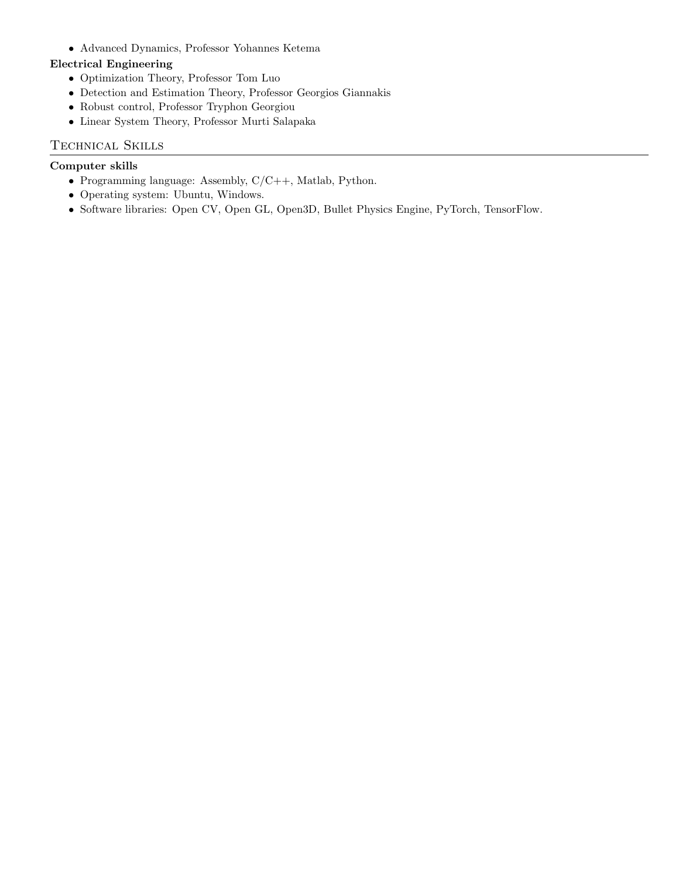- Advanced Dynamics, Professor Yohannes Ketema

**Electrical Engineering**

- Optimization Theory, Professor Tom Luo
- Detection and Estimation Theory, Professor Georgios Giannakis
- Robust control, Professor Tryphon Georgiou
- Linear System Theory, Professor Murti Salapaka

## Technical Skills

**Computer skills**

- Programming language: Assembly, C/C++, Matlab, Python.
- Operating system: Ubuntu, Windows.
- Software libraries: Open CV, Open GL, Open3D, Bullet Physics Engine, PyTorch, TensorFlow.